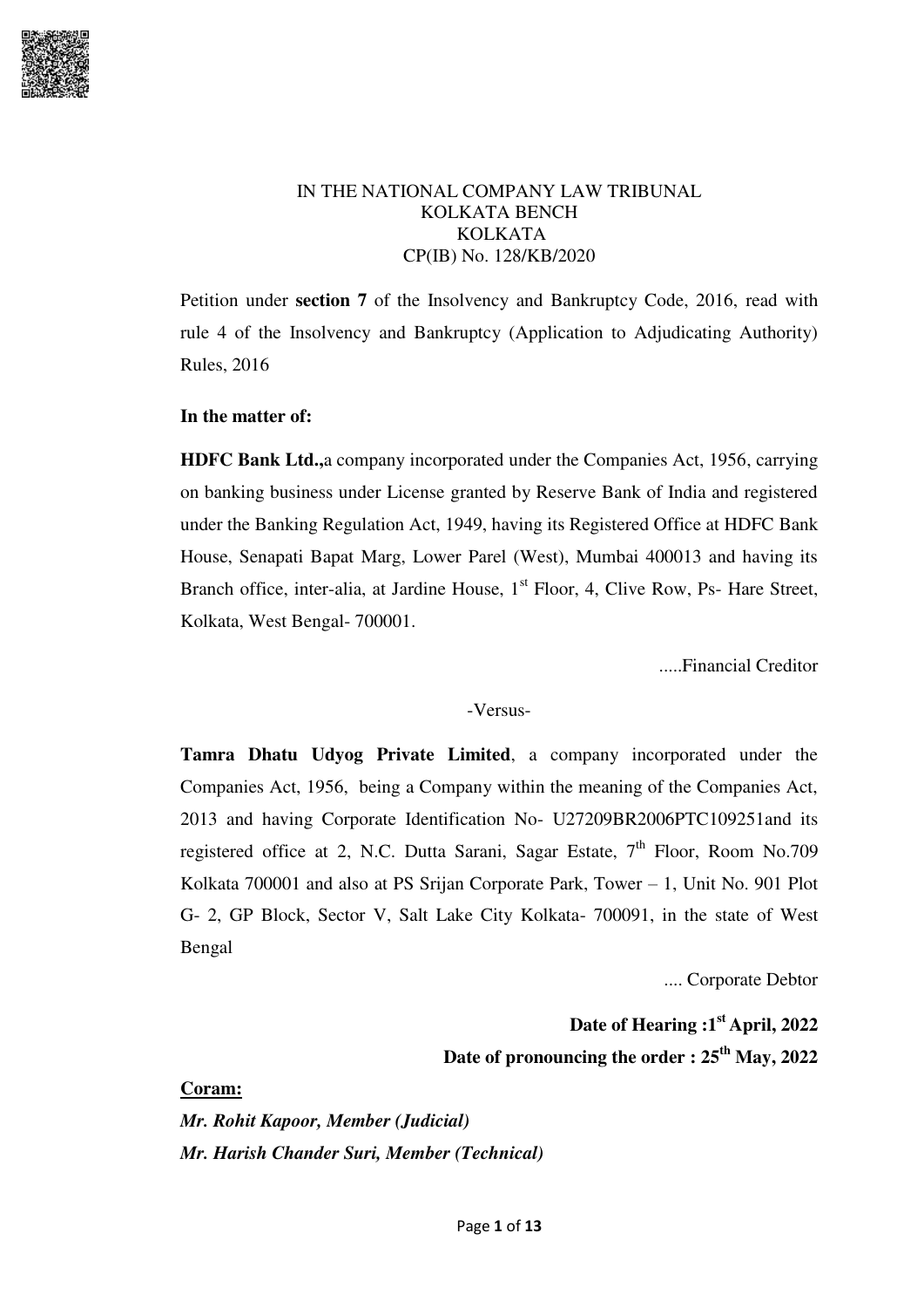IN THE NATIONAL COMPANY LAW TRIBUNAL
KOLKATA BENCH
KOLKATA
CP(IB) No. 128/KB/2020

Petition under **section 7** of the Insolvency and Bankruptcy Code, 2016, read with rule 4 of the Insolvency and Bankruptcy (Application to Adjudicating Authority) Rules, 2016

**In the matter of:**

**HDFC Bank Ltd.,**a company incorporated under the Companies Act, 1956, carrying on banking business under License granted by Reserve Bank of India and registered under the Banking Regulation Act, 1949, having its Registered Office at HDFC Bank House, Senapati Bapat Marg, Lower Parel (West), Mumbai 400013 and having its Branch office, inter-alia, at Jardine House, 1st Floor, 4, Clive Row, Ps- Hare Street, Kolkata, West Bengal- 700001.

.....Financial Creditor

-Versus-

**Tamra Dhatu Udyog Private Limited**, a company incorporated under the Companies Act, 1956, being a Company within the meaning of the Companies Act, 2013 and having Corporate Identification No- U27209BR2006PTC109251and its registered office at 2, N.C. Dutta Sarani, Sagar Estate, 7th Floor, Room No.709 Kolkata 700001 and also at PS Srijan Corporate Park, Tower – 1, Unit No. 901 Plot G- 2, GP Block, Sector V, Salt Lake City Kolkata- 700091, in the state of West Bengal

.... Corporate Debtor

**Date of Hearing :1st April, 2022**

**Date of pronouncing the order : 25th May, 2022**

**Coram:**

***Mr. Rohit Kapoor, Member (Judicial)***

***Mr. Harish Chander Suri, Member (Technical)***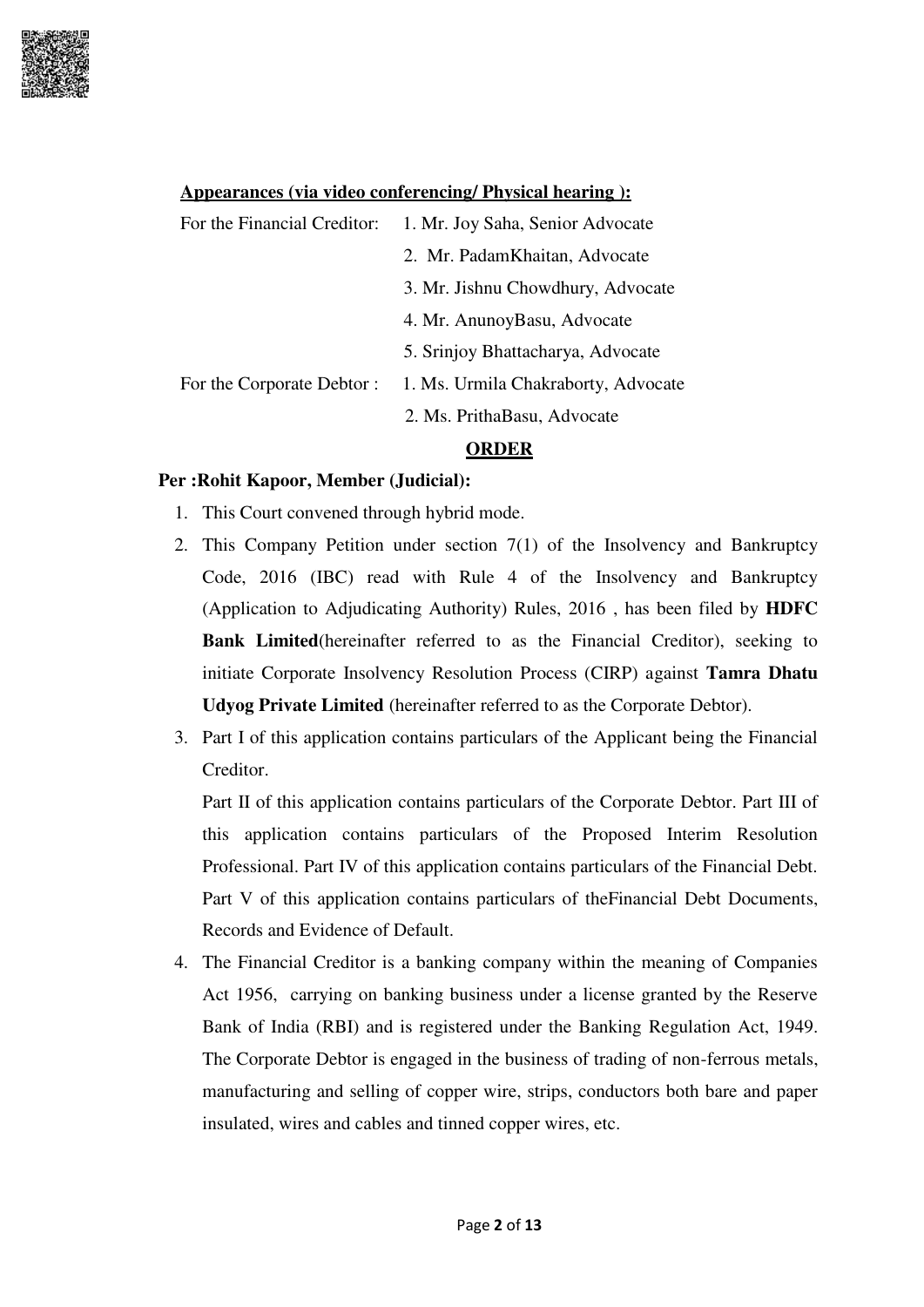**Appearances (via video conferencing/ Physical hearing ):**

For the Financial Creditor: 1. Mr. Joy Saha, Senior Advocate

2. Mr. PadamKhaitan, Advocate

3. Mr. Jishnu Chowdhury, Advocate

4. Mr. AnunoyBasu, Advocate

5. Srinjoy Bhattacharya, Advocate

For the Corporate Debtor : 1. Ms. Urmila Chakraborty, Advocate

2. Ms. PrithaBasu, Advocate

**ORDER**

**Per :Rohit Kapoor, Member (Judicial):**

1. This Court convened through hybrid mode.
2. This Company Petition under section 7(1) of the Insolvency and Bankruptcy Code, 2016 (IBC) read with Rule 4 of the Insolvency and Bankruptcy (Application to Adjudicating Authority) Rules, 2016 , has been filed by **HDFC Bank Limited**(hereinafter referred to as the Financial Creditor), seeking to initiate Corporate Insolvency Resolution Process (CIRP) against **Tamra Dhatu Udyog Private Limited** (hereinafter referred to as the Corporate Debtor).
3. Part I of this application contains particulars of the Applicant being the Financial Creditor.

   Part II of this application contains particulars of the Corporate Debtor. Part III of this application contains particulars of the Proposed Interim Resolution Professional. Part IV of this application contains particulars of the Financial Debt. Part V of this application contains particulars of theFinancial Debt Documents, Records and Evidence of Default.
4. The Financial Creditor is a banking company within the meaning of Companies Act 1956, carrying on banking business under a license granted by the Reserve Bank of India (RBI) and is registered under the Banking Regulation Act, 1949. The Corporate Debtor is engaged in the business of trading of non-ferrous metals, manufacturing and selling of copper wire, strips, conductors both bare and paper insulated, wires and cables and tinned copper wires, etc.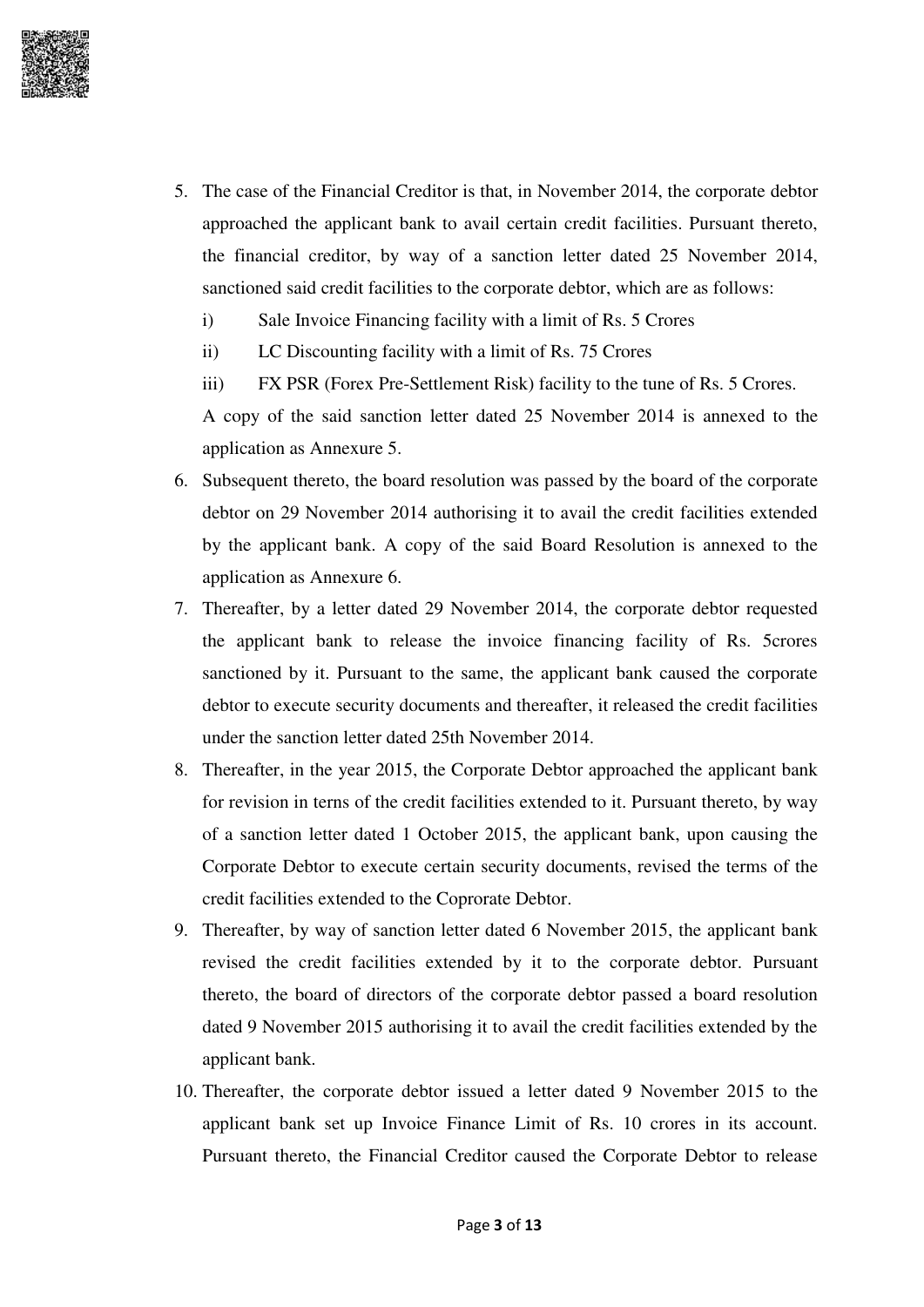5. The case of the Financial Creditor is that, in November 2014, the corporate debtor approached the applicant bank to avail certain credit facilities. Pursuant thereto, the financial creditor, by way of a sanction letter dated 25 November 2014, sanctioned said credit facilities to the corporate debtor, which are as follows:

   i) Sale Invoice Financing facility with a limit of Rs. 5 Crores

   ii) LC Discounting facility with a limit of Rs. 75 Crores

   iii) FX PSR (Forex Pre-Settlement Risk) facility to the tune of Rs. 5 Crores.

   A copy of the said sanction letter dated 25 November 2014 is annexed to the application as Annexure 5.

6. Subsequent thereto, the board resolution was passed by the board of the corporate debtor on 29 November 2014 authorising it to avail the credit facilities extended by the applicant bank. A copy of the said Board Resolution is annexed to the application as Annexure 6.

7. Thereafter, by a letter dated 29 November 2014, the corporate debtor requested the applicant bank to release the invoice financing facility of Rs. 5crores sanctioned by it. Pursuant to the same, the applicant bank caused the corporate debtor to execute security documents and thereafter, it released the credit facilities under the sanction letter dated 25th November 2014.

8. Thereafter, in the year 2015, the Corporate Debtor approached the applicant bank for revision in terns of the credit facilities extended to it. Pursuant thereto, by way of a sanction letter dated 1 October 2015, the applicant bank, upon causing the Corporate Debtor to execute certain security documents, revised the terms of the credit facilities extended to the Coprorate Debtor.

9. Thereafter, by way of sanction letter dated 6 November 2015, the applicant bank revised the credit facilities extended by it to the corporate debtor. Pursuant thereto, the board of directors of the corporate debtor passed a board resolution dated 9 November 2015 authorising it to avail the credit facilities extended by the applicant bank.

10. Thereafter, the corporate debtor issued a letter dated 9 November 2015 to the applicant bank set up Invoice Finance Limit of Rs. 10 crores in its account. Pursuant thereto, the Financial Creditor caused the Corporate Debtor to release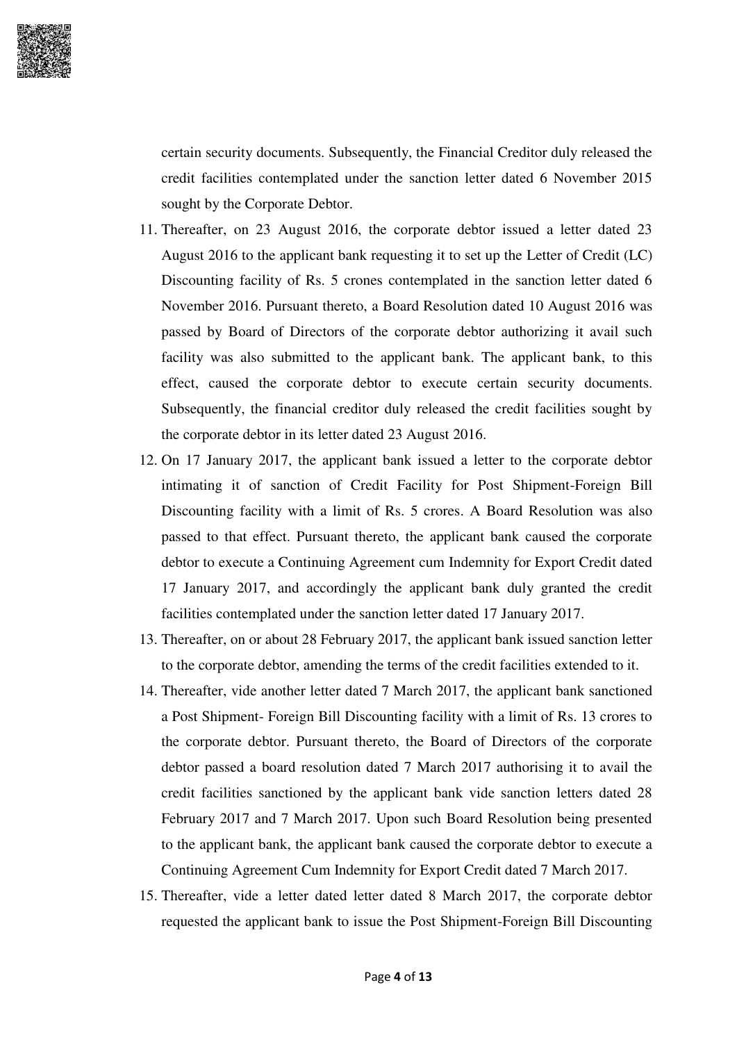certain security documents. Subsequently, the Financial Creditor duly released the credit facilities contemplated under the sanction letter dated 6 November 2015 sought by the Corporate Debtor.

11. Thereafter, on 23 August 2016, the corporate debtor issued a letter dated 23 August 2016 to the applicant bank requesting it to set up the Letter of Credit (LC) Discounting facility of Rs. 5 crones contemplated in the sanction letter dated 6 November 2016. Pursuant thereto, a Board Resolution dated 10 August 2016 was passed by Board of Directors of the corporate debtor authorizing it avail such facility was also submitted to the applicant bank. The applicant bank, to this effect, caused the corporate debtor to execute certain security documents. Subsequently, the financial creditor duly released the credit facilities sought by the corporate debtor in its letter dated 23 August 2016.
12. On 17 January 2017, the applicant bank issued a letter to the corporate debtor intimating it of sanction of Credit Facility for Post Shipment-Foreign Bill Discounting facility with a limit of Rs. 5 crores. A Board Resolution was also passed to that effect. Pursuant thereto, the applicant bank caused the corporate debtor to execute a Continuing Agreement cum Indemnity for Export Credit dated 17 January 2017, and accordingly the applicant bank duly granted the credit facilities contemplated under the sanction letter dated 17 January 2017.
13. Thereafter, on or about 28 February 2017, the applicant bank issued sanction letter to the corporate debtor, amending the terms of the credit facilities extended to it.
14. Thereafter, vide another letter dated 7 March 2017, the applicant bank sanctioned a Post Shipment- Foreign Bill Discounting facility with a limit of Rs. 13 crores to the corporate debtor. Pursuant thereto, the Board of Directors of the corporate debtor passed a board resolution dated 7 March 2017 authorising it to avail the credit facilities sanctioned by the applicant bank vide sanction letters dated 28 February 2017 and 7 March 2017. Upon such Board Resolution being presented to the applicant bank, the applicant bank caused the corporate debtor to execute a Continuing Agreement Cum Indemnity for Export Credit dated 7 March 2017.
15. Thereafter, vide a letter dated letter dated 8 March 2017, the corporate debtor requested the applicant bank to issue the Post Shipment-Foreign Bill Discounting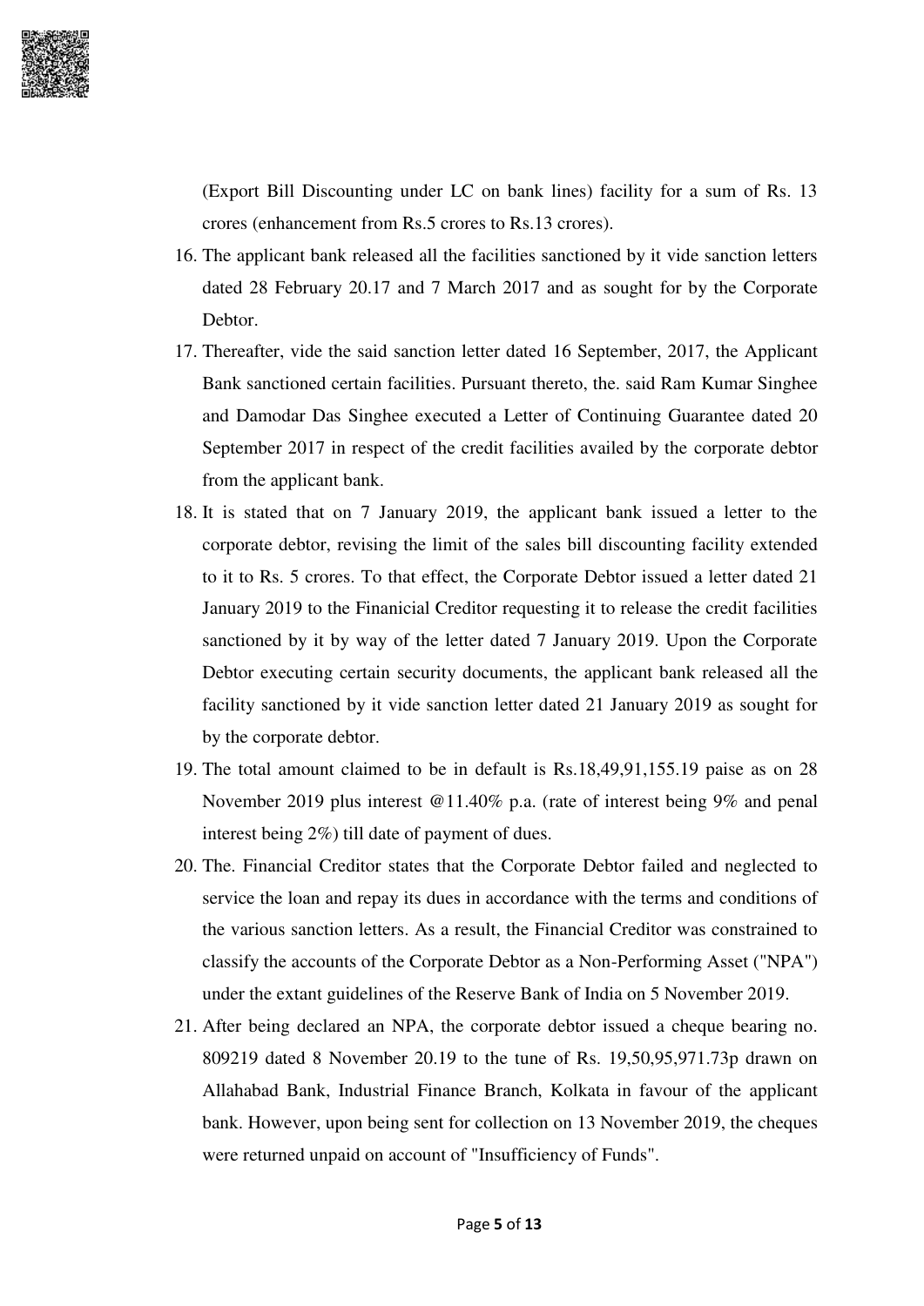(Export Bill Discounting under LC on bank lines) facility for a sum of Rs. 13 crores (enhancement from Rs.5 crores to Rs.13 crores).

16. The applicant bank released all the facilities sanctioned by it vide sanction letters dated 28 February 20.17 and 7 March 2017 and as sought for by the Corporate Debtor.
17. Thereafter, vide the said sanction letter dated 16 September, 2017, the Applicant Bank sanctioned certain facilities. Pursuant thereto, the. said Ram Kumar Singhee and Damodar Das Singhee executed a Letter of Continuing Guarantee dated 20 September 2017 in respect of the credit facilities availed by the corporate debtor from the applicant bank.
18. It is stated that on 7 January 2019, the applicant bank issued a letter to the corporate debtor, revising the limit of the sales bill discounting facility extended to it to Rs. 5 crores. To that effect, the Corporate Debtor issued a letter dated 21 January 2019 to the Finanicial Creditor requesting it to release the credit facilities sanctioned by it by way of the letter dated 7 January 2019. Upon the Corporate Debtor executing certain security documents, the applicant bank released all the facility sanctioned by it vide sanction letter dated 21 January 2019 as sought for by the corporate debtor.
19. The total amount claimed to be in default is Rs.18,49,91,155.19 paise as on 28 November 2019 plus interest @11.40% p.a. (rate of interest being 9% and penal interest being 2%) till date of payment of dues.
20. The. Financial Creditor states that the Corporate Debtor failed and neglected to service the loan and repay its dues in accordance with the terms and conditions of the various sanction letters. As a result, the Financial Creditor was constrained to classify the accounts of the Corporate Debtor as a Non-Performing Asset ("NPA") under the extant guidelines of the Reserve Bank of India on 5 November 2019.
21. After being declared an NPA, the corporate debtor issued a cheque bearing no. 809219 dated 8 November 20.19 to the tune of Rs. 19,50,95,971.73p drawn on Allahabad Bank, Industrial Finance Branch, Kolkata in favour of the applicant bank. However, upon being sent for collection on 13 November 2019, the cheques were returned unpaid on account of "Insufficiency of Funds".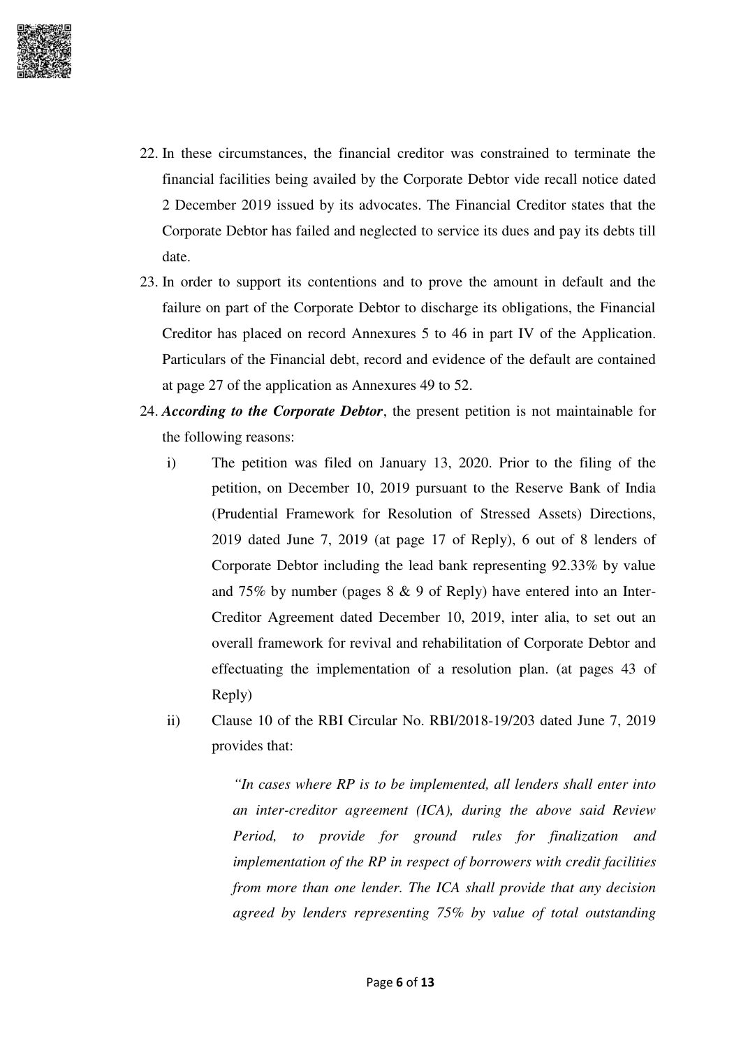22. In these circumstances, the financial creditor was constrained to terminate the financial facilities being availed by the Corporate Debtor vide recall notice dated 2 December 2019 issued by its advocates. The Financial Creditor states that the Corporate Debtor has failed and neglected to service its dues and pay its debts till date.
23. In order to support its contentions and to prove the amount in default and the failure on part of the Corporate Debtor to discharge its obligations, the Financial Creditor has placed on record Annexures 5 to 46 in part IV of the Application. Particulars of the Financial debt, record and evidence of the default are contained at page 27 of the application as Annexures 49 to 52.
24. ***According to the Corporate Debtor***, the present petition is not maintainable for the following reasons:
    i) The petition was filed on January 13, 2020. Prior to the filing of the petition, on December 10, 2019 pursuant to the Reserve Bank of India (Prudential Framework for Resolution of Stressed Assets) Directions, 2019 dated June 7, 2019 (at page 17 of Reply), 6 out of 8 lenders of Corporate Debtor including the lead bank representing 92.33% by value and 75% by number (pages 8 & 9 of Reply) have entered into an Inter-Creditor Agreement dated December 10, 2019, inter alia, to set out an overall framework for revival and rehabilitation of Corporate Debtor and effectuating the implementation of a resolution plan. (at pages 43 of Reply)
    ii) Clause 10 of the RBI Circular No. RBI/2018-19/203 dated June 7, 2019 provides that:

        *"In cases where RP is to be implemented, all lenders shall enter into an inter-creditor agreement (ICA), during the above said Review Period, to provide for ground rules for finalization and implementation of the RP in respect of borrowers with credit facilities from more than one lender. The ICA shall provide that any decision agreed by lenders representing 75% by value of total outstanding*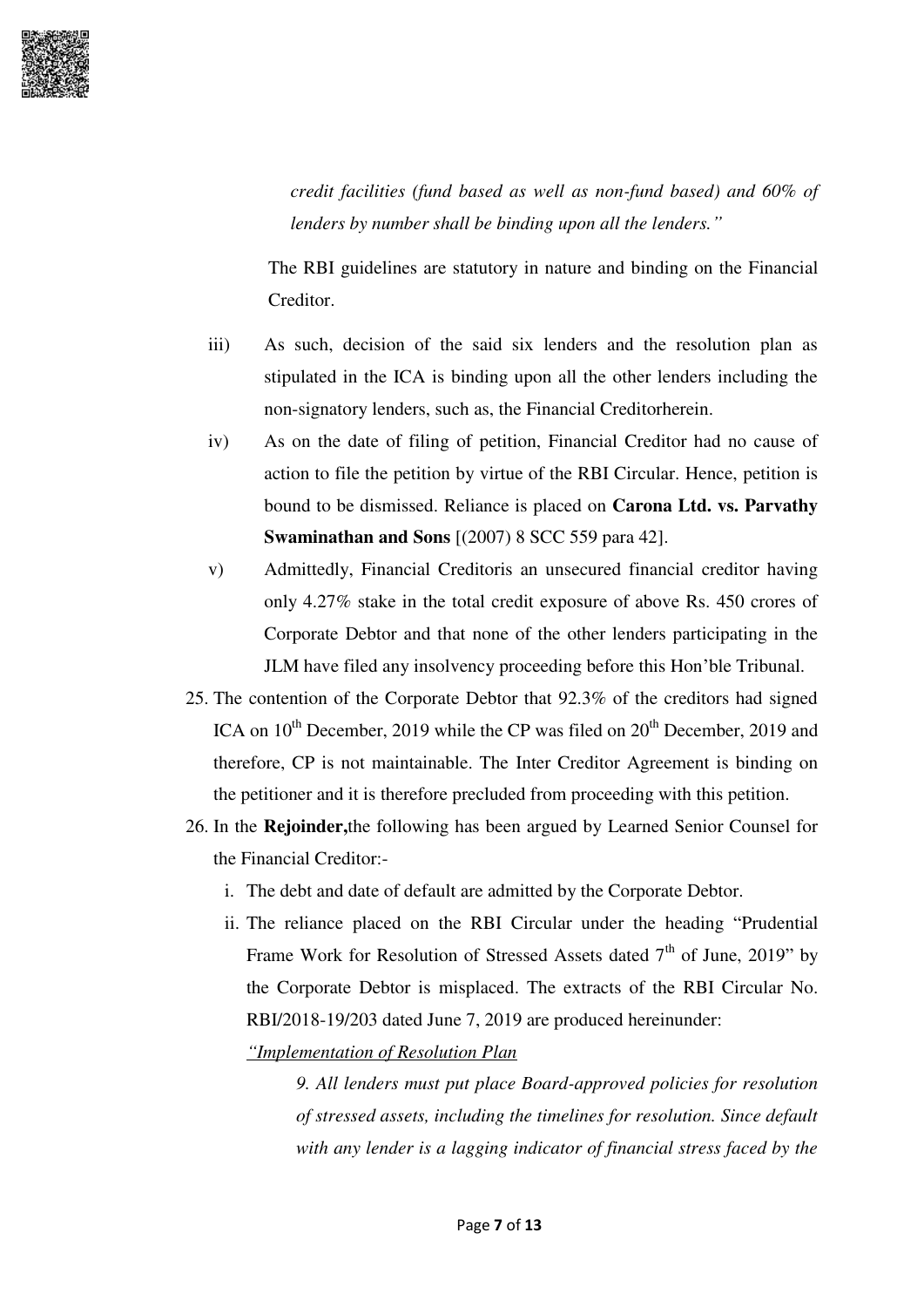*credit facilities (fund based as well as non-fund based) and 60% of lenders by number shall be binding upon all the lenders."*

The RBI guidelines are statutory in nature and binding on the Financial Creditor.

iii) As such, decision of the said six lenders and the resolution plan as stipulated in the ICA is binding upon all the other lenders including the non-signatory lenders, such as, the Financial Creditorherein.

iv) As on the date of filing of petition, Financial Creditor had no cause of action to file the petition by virtue of the RBI Circular. Hence, petition is bound to be dismissed. Reliance is placed on **Carona Ltd. vs. Parvathy Swaminathan and Sons** [(2007) 8 SCC 559 para 42].

v) Admittedly, Financial Creditoris an unsecured financial creditor having only 4.27% stake in the total credit exposure of above Rs. 450 crores of Corporate Debtor and that none of the other lenders participating in the JLM have filed any insolvency proceeding before this Hon'ble Tribunal.

25. The contention of the Corporate Debtor that 92.3% of the creditors had signed ICA on 10th December, 2019 while the CP was filed on 20th December, 2019 and therefore, CP is not maintainable. The Inter Creditor Agreement is binding on the petitioner and it is therefore precluded from proceeding with this petition.

26. In the **Rejoinder,**the following has been argued by Learned Senior Counsel for the Financial Creditor:-

   i. The debt and date of default are admitted by the Corporate Debtor.

   ii. The reliance placed on the RBI Circular under the heading "Prudential Frame Work for Resolution of Stressed Assets dated 7th of June, 2019" by the Corporate Debtor is misplaced. The extracts of the RBI Circular No. RBI/2018-19/203 dated June 7, 2019 are produced hereinunder:

   *"Implementation of Resolution Plan*

   *9. All lenders must put place Board-approved policies for resolution of stressed assets, including the timelines for resolution. Since default with any lender is a lagging indicator of financial stress faced by the*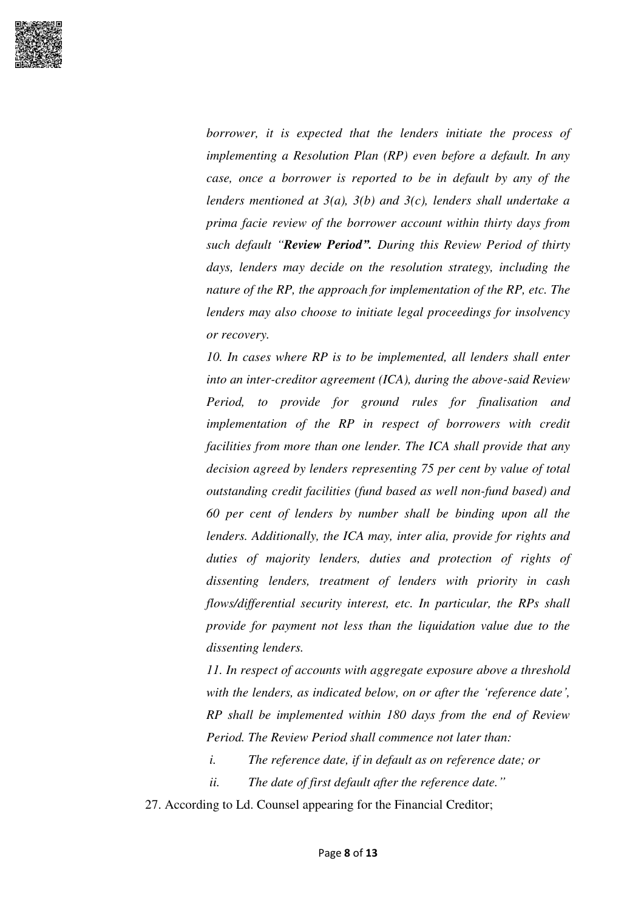*borrower, it is expected that the lenders initiate the process of implementing a Resolution Plan (RP) even before a default. In any case, once a borrower is reported to be in default by any of the lenders mentioned at 3(a), 3(b) and 3(c), lenders shall undertake a prima facie review of the borrower account within thirty days from such default "**Review Period".** During this Review Period of thirty days, lenders may decide on the resolution strategy, including the nature of the RP, the approach for implementation of the RP, etc. The lenders may also choose to initiate legal proceedings for insolvency or recovery.*

*10. In cases where RP is to be implemented, all lenders shall enter into an inter-creditor agreement (ICA), during the above-said Review Period, to provide for ground rules for finalisation and implementation of the RP in respect of borrowers with credit facilities from more than one lender. The ICA shall provide that any decision agreed by lenders representing 75 per cent by value of total outstanding credit facilities (fund based as well non-fund based) and 60 per cent of lenders by number shall be binding upon all the lenders. Additionally, the ICA may, inter alia, provide for rights and duties of majority lenders, duties and protection of rights of dissenting lenders, treatment of lenders with priority in cash flows/differential security interest, etc. In particular, the RPs shall provide for payment not less than the liquidation value due to the dissenting lenders.*

*11. In respect of accounts with aggregate exposure above a threshold with the lenders, as indicated below, on or after the 'reference date', RP shall be implemented within 180 days from the end of Review Period. The Review Period shall commence not later than:*

*i. The reference date, if in default as on reference date; or*

*ii. The date of first default after the reference date."*

27. According to Ld. Counsel appearing for the Financial Creditor;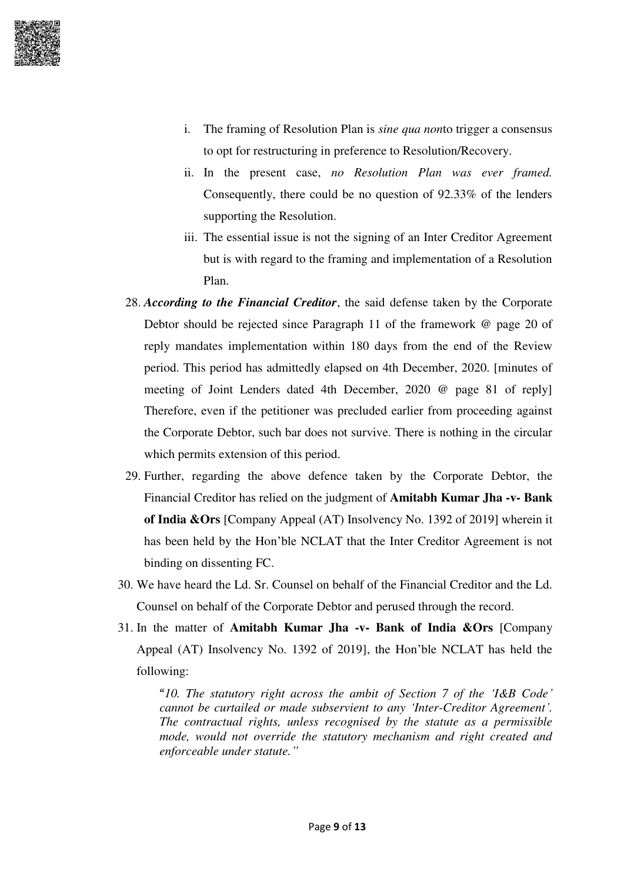i. The framing of Resolution Plan is *sine qua non*to trigger a consensus to opt for restructuring in preference to Resolution/Recovery.

ii. In the present case, *no Resolution Plan was ever framed.* Consequently, there could be no question of 92.33% of the lenders supporting the Resolution.

iii. The essential issue is not the signing of an Inter Creditor Agreement but is with regard to the framing and implementation of a Resolution Plan.

28. ***According to the Financial Creditor***, the said defense taken by the Corporate Debtor should be rejected since Paragraph 11 of the framework @ page 20 of reply mandates implementation within 180 days from the end of the Review period. This period has admittedly elapsed on 4th December, 2020. [minutes of meeting of Joint Lenders dated 4th December, 2020 @ page 81 of reply] Therefore, even if the petitioner was precluded earlier from proceeding against the Corporate Debtor, such bar does not survive. There is nothing in the circular which permits extension of this period.

29. Further, regarding the above defence taken by the Corporate Debtor, the Financial Creditor has relied on the judgment of **Amitabh Kumar Jha -v- Bank of India &Ors** [Company Appeal (AT) Insolvency No. 1392 of 2019] wherein it has been held by the Hon'ble NCLAT that the Inter Creditor Agreement is not binding on dissenting FC.

30. We have heard the Ld. Sr. Counsel on behalf of the Financial Creditor and the Ld. Counsel on behalf of the Corporate Debtor and perused through the record.

31. In the matter of **Amitabh Kumar Jha -v- Bank of India &Ors** [Company Appeal (AT) Insolvency No. 1392 of 2019], the Hon'ble NCLAT has held the following:

> "*10. The statutory right across the ambit of Section 7 of the 'I&B Code' cannot be curtailed or made subservient to any 'Inter-Creditor Agreement'. The contractual rights, unless recognised by the statute as a permissible mode, would not override the statutory mechanism and right created and enforceable under statute."*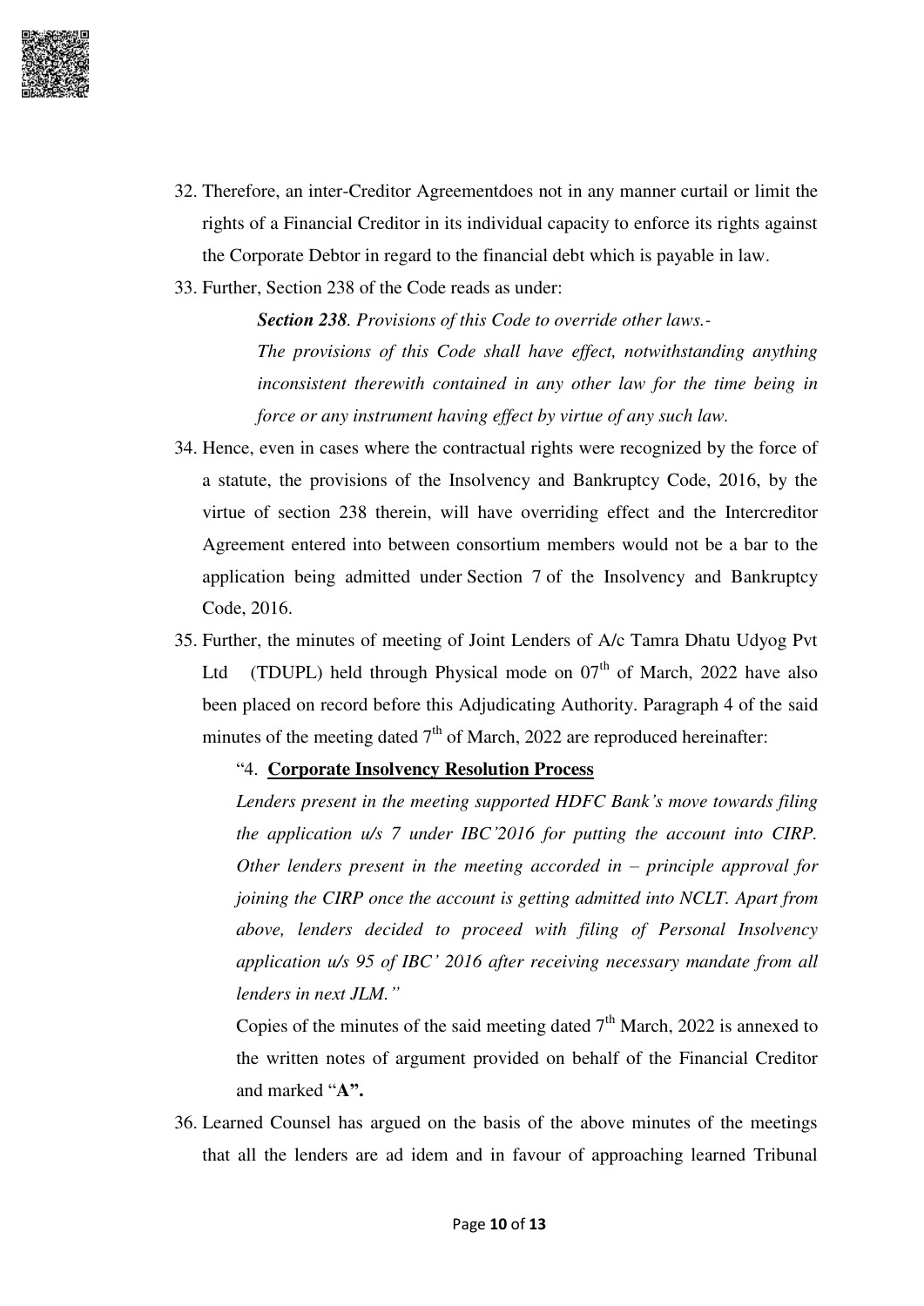32. Therefore, an inter-Creditor Agreementdoes not in any manner curtail or limit the rights of a Financial Creditor in its individual capacity to enforce its rights against the Corporate Debtor in regard to the financial debt which is payable in law.

33. Further, Section 238 of the Code reads as under:

    ***Section 238****. Provisions of this Code to override other laws.-*

    *The provisions of this Code shall have effect, notwithstanding anything inconsistent therewith contained in any other law for the time being in force or any instrument having effect by virtue of any such law.*

34. Hence, even in cases where the contractual rights were recognized by the force of a statute, the provisions of the Insolvency and Bankruptcy Code, 2016, by the virtue of section 238 therein, will have overriding effect and the Intercreditor Agreement entered into between consortium members would not be a bar to the application being admitted under Section 7 of the Insolvency and Bankruptcy Code, 2016.

35. Further, the minutes of meeting of Joint Lenders of A/c Tamra Dhatu Udyog Pvt Ltd (TDUPL) held through Physical mode on 07th of March, 2022 have also been placed on record before this Adjudicating Authority. Paragraph 4 of the said minutes of the meeting dated 7th of March, 2022 are reproduced hereinafter:

    "4. **Corporate Insolvency Resolution Process**

    *Lenders present in the meeting supported HDFC Bank's move towards filing the application u/s 7 under IBC'2016 for putting the account into CIRP. Other lenders present in the meeting accorded in – principle approval for joining the CIRP once the account is getting admitted into NCLT. Apart from above, lenders decided to proceed with filing of Personal Insolvency application u/s 95 of IBC' 2016 after receiving necessary mandate from all lenders in next JLM."*

    Copies of the minutes of the said meeting dated 7th March, 2022 is annexed to the written notes of argument provided on behalf of the Financial Creditor and marked "**A".**

36. Learned Counsel has argued on the basis of the above minutes of the meetings that all the lenders are ad idem and in favour of approaching learned Tribunal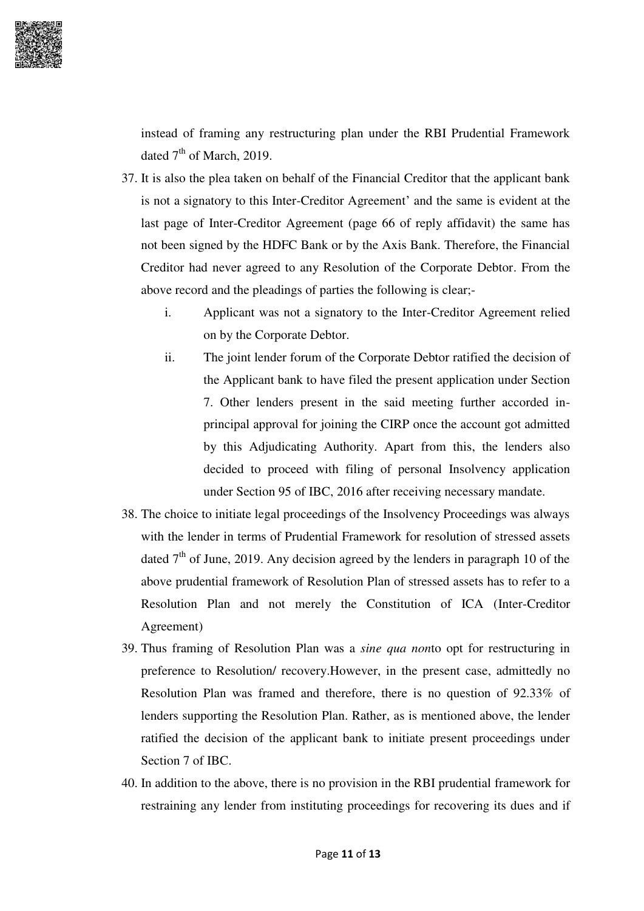instead of framing any restructuring plan under the RBI Prudential Framework dated 7th of March, 2019.

37. It is also the plea taken on behalf of the Financial Creditor that the applicant bank is not a signatory to this Inter-Creditor Agreement' and the same is evident at the last page of Inter-Creditor Agreement (page 66 of reply affidavit) the same has not been signed by the HDFC Bank or by the Axis Bank. Therefore, the Financial Creditor had never agreed to any Resolution of the Corporate Debtor. From the above record and the pleadings of parties the following is clear;-

    i. Applicant was not a signatory to the Inter-Creditor Agreement relied on by the Corporate Debtor.

    ii. The joint lender forum of the Corporate Debtor ratified the decision of the Applicant bank to have filed the present application under Section 7. Other lenders present in the said meeting further accorded in-principal approval for joining the CIRP once the account got admitted by this Adjudicating Authority. Apart from this, the lenders also decided to proceed with filing of personal Insolvency application under Section 95 of IBC, 2016 after receiving necessary mandate.

38. The choice to initiate legal proceedings of the Insolvency Proceedings was always with the lender in terms of Prudential Framework for resolution of stressed assets dated 7th of June, 2019. Any decision agreed by the lenders in paragraph 10 of the above prudential framework of Resolution Plan of stressed assets has to refer to a Resolution Plan and not merely the Constitution of ICA (Inter-Creditor Agreement)

39. Thus framing of Resolution Plan was a *sine qua non*to opt for restructuring in preference to Resolution/ recovery.However, in the present case, admittedly no Resolution Plan was framed and therefore, there is no question of 92.33% of lenders supporting the Resolution Plan. Rather, as is mentioned above, the lender ratified the decision of the applicant bank to initiate present proceedings under Section 7 of IBC.

40. In addition to the above, there is no provision in the RBI prudential framework for restraining any lender from instituting proceedings for recovering its dues and if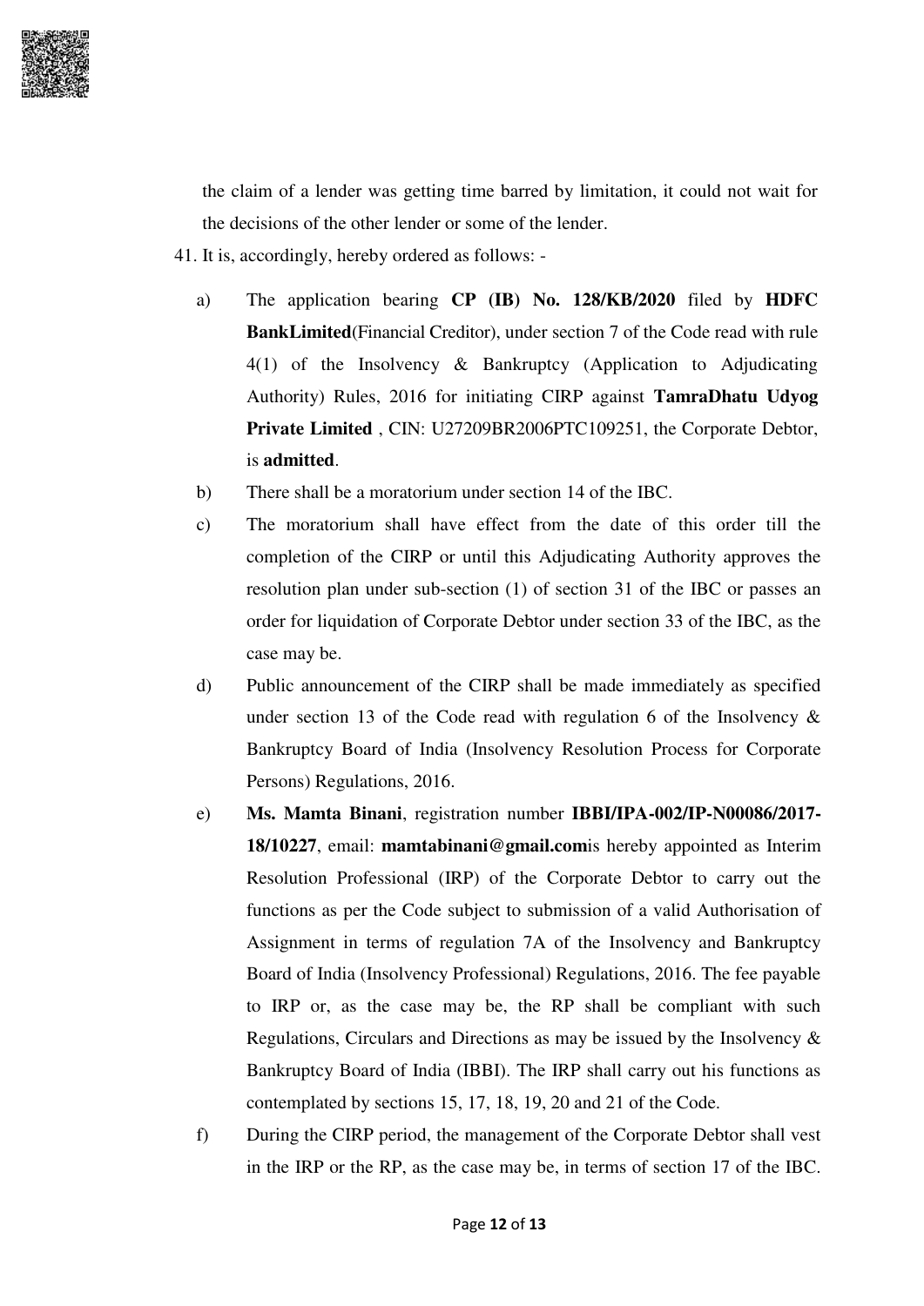the claim of a lender was getting time barred by limitation, it could not wait for the decisions of the other lender or some of the lender.

41. It is, accordingly, hereby ordered as follows: -

   a) The application bearing **CP (IB) No. 128/KB/2020** filed by **HDFC BankLimited**(Financial Creditor), under section 7 of the Code read with rule 4(1) of the Insolvency & Bankruptcy (Application to Adjudicating Authority) Rules, 2016 for initiating CIRP against **TamraDhatu Udyog Private Limited** , CIN: U27209BR2006PTC109251, the Corporate Debtor, is **admitted**.

   b) There shall be a moratorium under section 14 of the IBC.

   c) The moratorium shall have effect from the date of this order till the completion of the CIRP or until this Adjudicating Authority approves the resolution plan under sub-section (1) of section 31 of the IBC or passes an order for liquidation of Corporate Debtor under section 33 of the IBC, as the case may be.

   d) Public announcement of the CIRP shall be made immediately as specified under section 13 of the Code read with regulation 6 of the Insolvency & Bankruptcy Board of India (Insolvency Resolution Process for Corporate Persons) Regulations, 2016.

   e) **Ms. Mamta Binani**, registration number **IBBI/IPA-002/IP-N00086/2017-18/10227**, email: **mamtabinani@gmail.com**is hereby appointed as Interim Resolution Professional (IRP) of the Corporate Debtor to carry out the functions as per the Code subject to submission of a valid Authorisation of Assignment in terms of regulation 7A of the Insolvency and Bankruptcy Board of India (Insolvency Professional) Regulations, 2016. The fee payable to IRP or, as the case may be, the RP shall be compliant with such Regulations, Circulars and Directions as may be issued by the Insolvency & Bankruptcy Board of India (IBBI). The IRP shall carry out his functions as contemplated by sections 15, 17, 18, 19, 20 and 21 of the Code.

   f) During the CIRP period, the management of the Corporate Debtor shall vest in the IRP or the RP, as the case may be, in terms of section 17 of the IBC.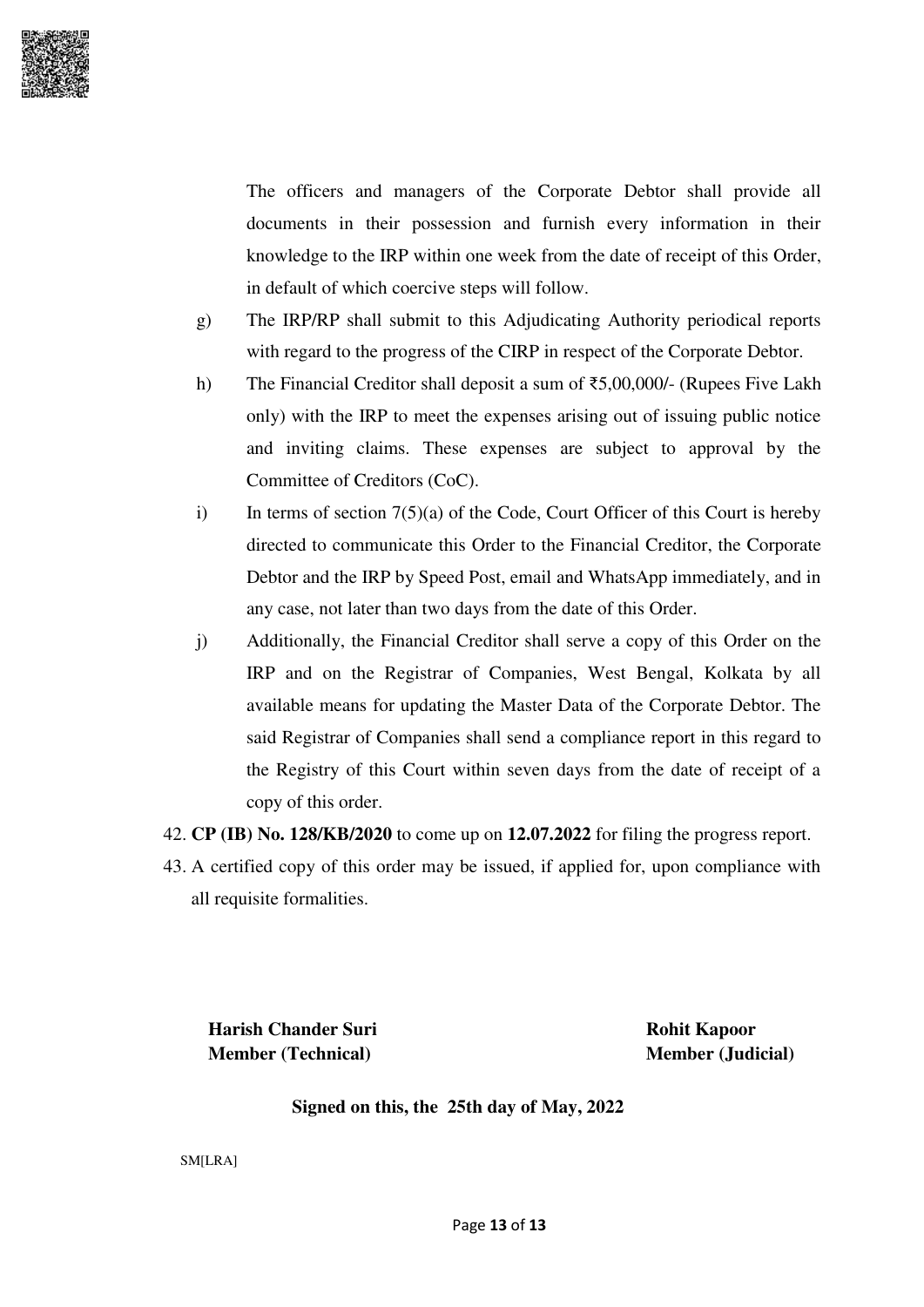The officers and managers of the Corporate Debtor shall provide all documents in their possession and furnish every information in their knowledge to the IRP within one week from the date of receipt of this Order, in default of which coercive steps will follow.

g) The IRP/RP shall submit to this Adjudicating Authority periodical reports with regard to the progress of the CIRP in respect of the Corporate Debtor.

h) The Financial Creditor shall deposit a sum of ₹5,00,000/- (Rupees Five Lakh only) with the IRP to meet the expenses arising out of issuing public notice and inviting claims. These expenses are subject to approval by the Committee of Creditors (CoC).

i) In terms of section 7(5)(a) of the Code, Court Officer of this Court is hereby directed to communicate this Order to the Financial Creditor, the Corporate Debtor and the IRP by Speed Post, email and WhatsApp immediately, and in any case, not later than two days from the date of this Order.

j) Additionally, the Financial Creditor shall serve a copy of this Order on the IRP and on the Registrar of Companies, West Bengal, Kolkata by all available means for updating the Master Data of the Corporate Debtor. The said Registrar of Companies shall send a compliance report in this regard to the Registry of this Court within seven days from the date of receipt of a copy of this order.

42. **CP (IB) No. 128/KB/2020** to come up on **12.07.2022** for filing the progress report.

43. A certified copy of this order may be issued, if applied for, upon compliance with all requisite formalities.

**Harish Chander Suri**
**Member (Technical)**

**Rohit Kapoor**
**Member (Judicial)**

**Signed on this, the 25th day of May, 2022**

SM[LRA]